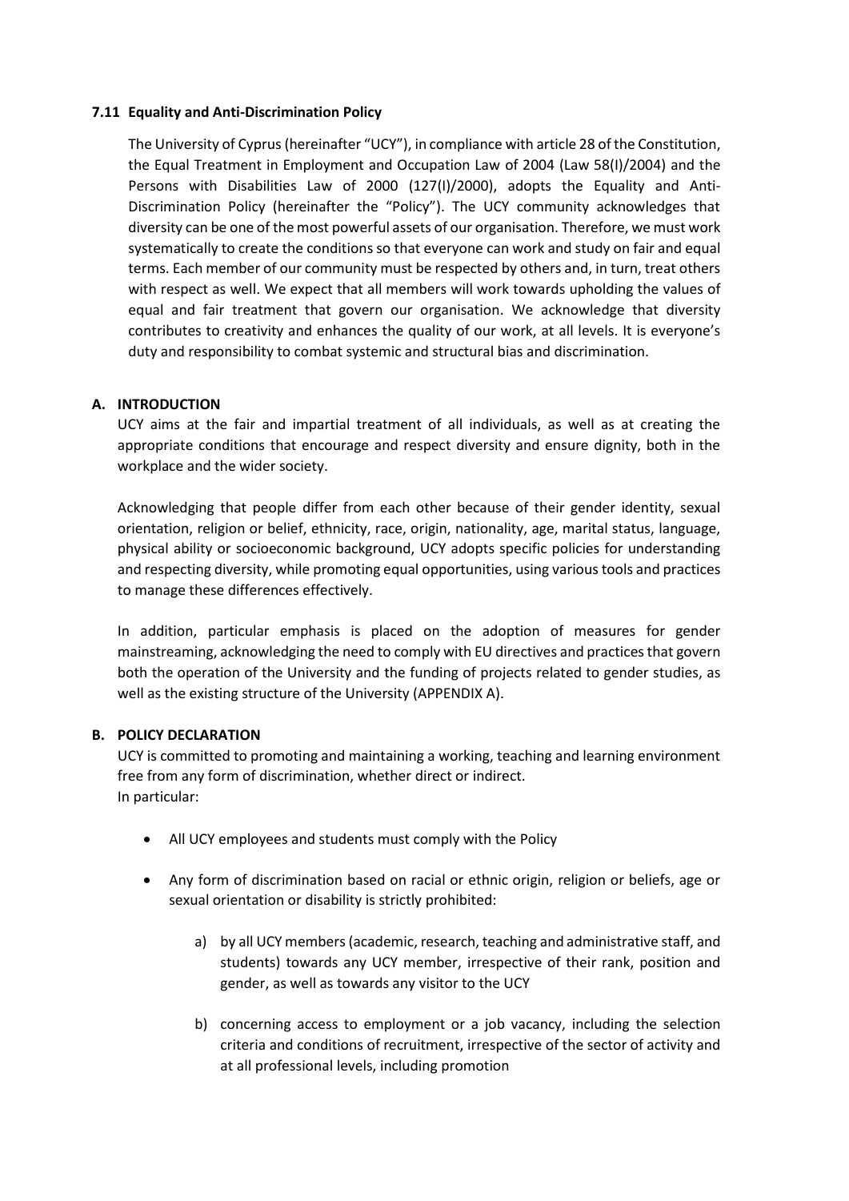### 7.11 Equality and Anti-Discrimination Policy

The University of Cyprus (hereinafter "UCY"), in compliance with article 28 of the Constitution, the Equal Treatment in Employment and Occupation Law of 2004 (Law 58(I)/2004) and the Persons with Disabilities Law of 2000 (127(I)/2000), adopts the Equality and Anti-Discrimination Policy (hereinafter the "Policy"). The UCY community acknowledges that diversity can be one of the most powerful assets of our organisation. Therefore, we must work systematically to create the conditions so that everyone can work and study on fair and equal terms. Each member of our community must be respected by others and, in turn, treat others with respect as well. We expect that all members will work towards upholding the values of equal and fair treatment that govern our organisation. We acknowledge that diversity contributes to creativity and enhances the quality of our work, at all levels. It is everyone's duty and responsibility to combat systemic and structural bias and discrimination.

### A. INTRODUCTION

UCY aims at the fair and impartial treatment of all individuals, as well as at creating the appropriate conditions that encourage and respect diversity and ensure dignity, both in the workplace and the wider society.

Acknowledging that people differ from each other because of their gender identity, sexual orientation, religion or belief, ethnicity, race, origin, nationality, age, marital status, language, physical ability or socioeconomic background, UCY adopts specific policies for understanding and respecting diversity, while promoting equal opportunities, using various tools and practices to manage these differences effectively.

In addition, particular emphasis is placed on the adoption of measures for gender mainstreaming, acknowledging the need to comply with EU directives and practices that govern both the operation of the University and the funding of projects related to gender studies, as well as the existing structure of the University (APPENDIX A).

### B. POLICY DECLARATION

UCY is committed to promoting and maintaining a working, teaching and learning environment free from any form of discrimination, whether direct or indirect.
In particular:

- All UCY employees and students must comply with the Policy
- Any form of discrimination based on racial or ethnic origin, religion or beliefs, age or sexual orientation or disability is strictly prohibited:
  a) by all UCY members (academic, research, teaching and administrative staff, and students) towards any UCY member, irrespective of their rank, position and gender, as well as towards any visitor to the UCY
  b) concerning access to employment or a job vacancy, including the selection criteria and conditions of recruitment, irrespective of the sector of activity and at all professional levels, including promotion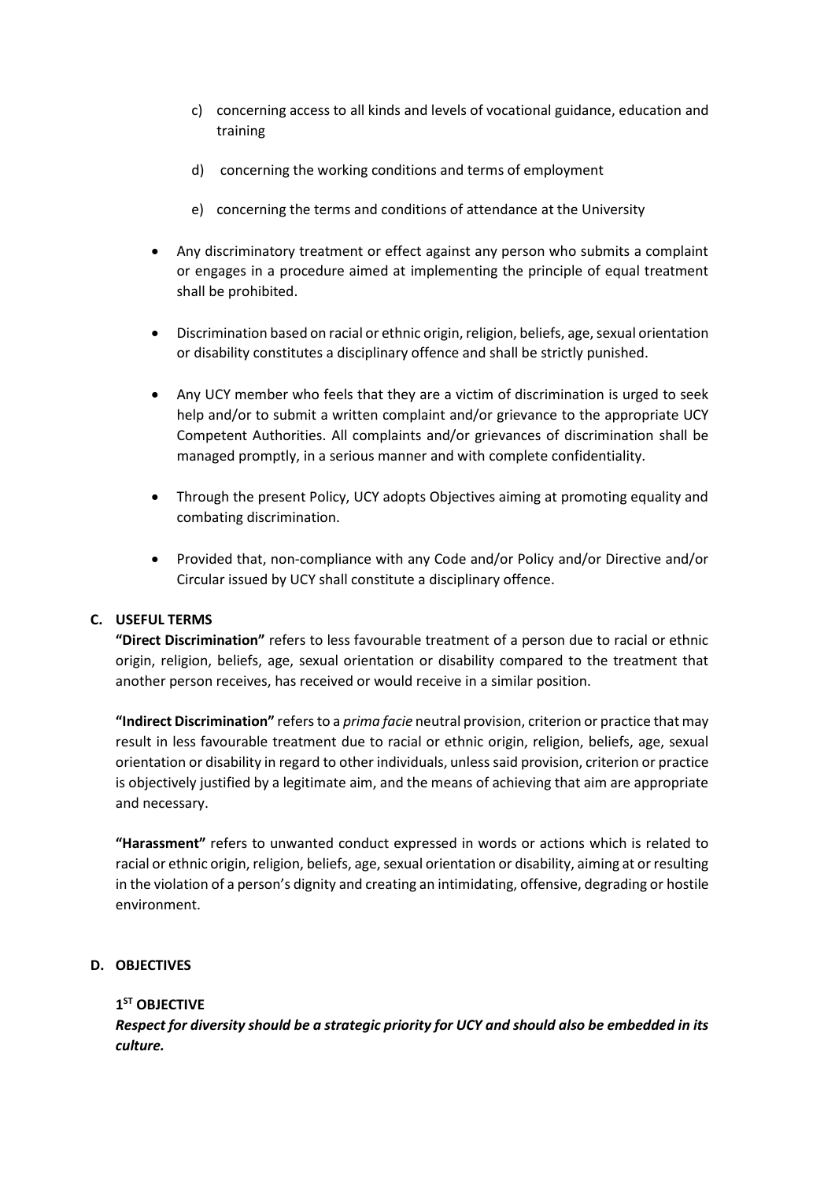c) concerning access to all kinds and levels of vocational guidance, education and training

d) concerning the working conditions and terms of employment

e) concerning the terms and conditions of attendance at the University

- Any discriminatory treatment or effect against any person who submits a complaint or engages in a procedure aimed at implementing the principle of equal treatment shall be prohibited.
- Discrimination based on racial or ethnic origin, religion, beliefs, age, sexual orientation or disability constitutes a disciplinary offence and shall be strictly punished.
- Any UCY member who feels that they are a victim of discrimination is urged to seek help and/or to submit a written complaint and/or grievance to the appropriate UCY Competent Authorities. All complaints and/or grievances of discrimination shall be managed promptly, in a serious manner and with complete confidentiality.
- Through the present Policy, UCY adopts Objectives aiming at promoting equality and combating discrimination.
- Provided that, non-compliance with any Code and/or Policy and/or Directive and/or Circular issued by UCY shall constitute a disciplinary offence.

## C. USEFUL TERMS

**"Direct Discrimination"** refers to less favourable treatment of a person due to racial or ethnic origin, religion, beliefs, age, sexual orientation or disability compared to the treatment that another person receives, has received or would receive in a similar position.

**"Indirect Discrimination"** refers to a *prima facie* neutral provision, criterion or practice that may result in less favourable treatment due to racial or ethnic origin, religion, beliefs, age, sexual orientation or disability in regard to other individuals, unless said provision, criterion or practice is objectively justified by a legitimate aim, and the means of achieving that aim are appropriate and necessary.

**"Harassment"** refers to unwanted conduct expressed in words or actions which is related to racial or ethnic origin, religion, beliefs, age, sexual orientation or disability, aiming at or resulting in the violation of a person's dignity and creating an intimidating, offensive, degrading or hostile environment.

## D. OBJECTIVES

### 1ST OBJECTIVE

***Respect for diversity should be a strategic priority for UCY and should also be embedded in its culture.***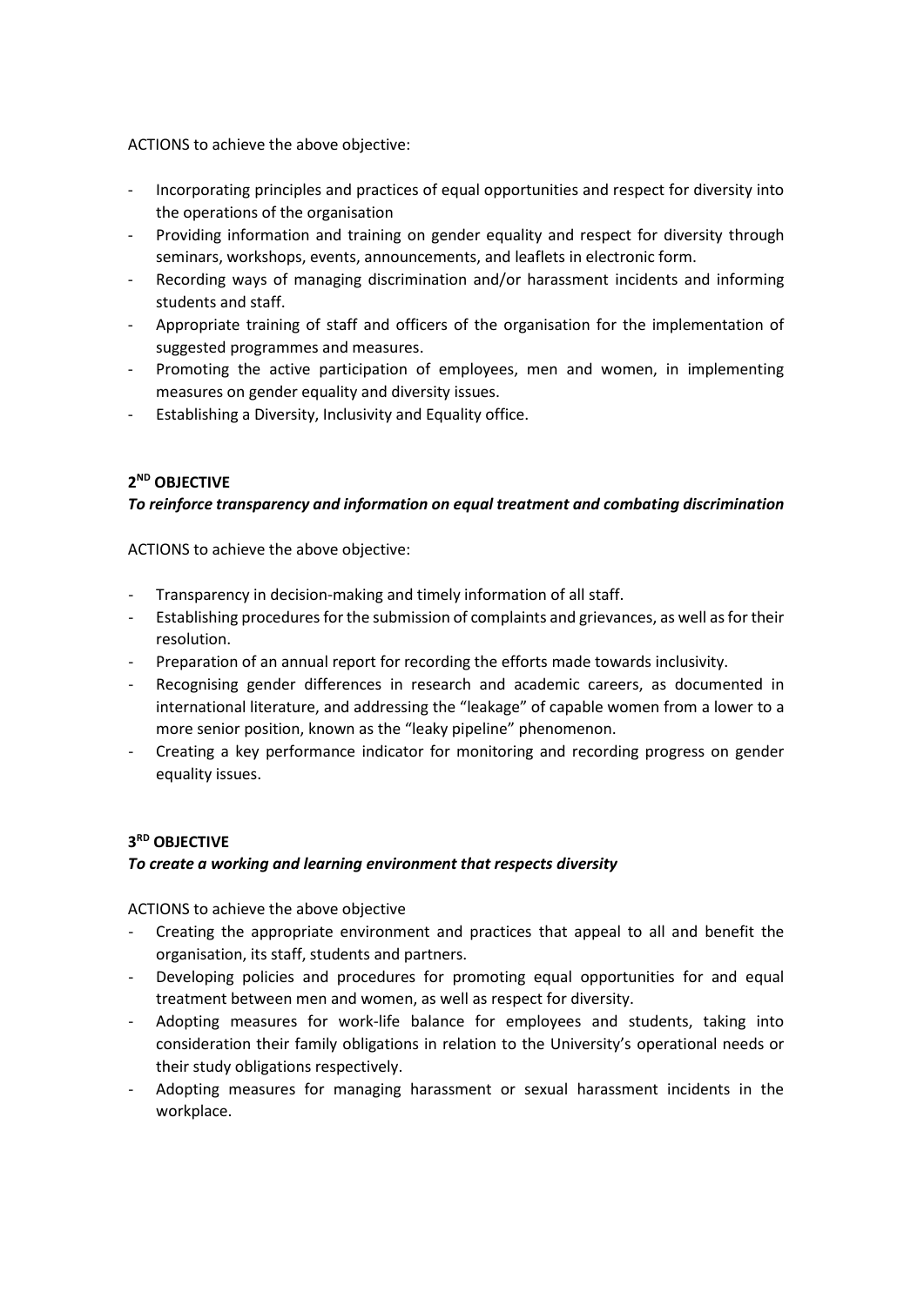ACTIONS to achieve the above objective:

- Incorporating principles and practices of equal opportunities and respect for diversity into the operations of the organisation
- Providing information and training on gender equality and respect for diversity through seminars, workshops, events, announcements, and leaflets in electronic form.
- Recording ways of managing discrimination and/or harassment incidents and informing students and staff.
- Appropriate training of staff and officers of the organisation for the implementation of suggested programmes and measures.
- Promoting the active participation of employees, men and women, in implementing measures on gender equality and diversity issues.
- Establishing a Diversity, Inclusivity and Equality office.

**2ND OBJECTIVE**

***To reinforce transparency and information on equal treatment and combating discrimination***

ACTIONS to achieve the above objective:

- Transparency in decision-making and timely information of all staff.
- Establishing procedures for the submission of complaints and grievances, as well as for their resolution.
- Preparation of an annual report for recording the efforts made towards inclusivity.
- Recognising gender differences in research and academic careers, as documented in international literature, and addressing the "leakage" of capable women from a lower to a more senior position, known as the "leaky pipeline" phenomenon.
- Creating a key performance indicator for monitoring and recording progress on gender equality issues.

**3RD OBJECTIVE**

***To create a working and learning environment that respects diversity***

ACTIONS to achieve the above objective

- Creating the appropriate environment and practices that appeal to all and benefit the organisation, its staff, students and partners.
- Developing policies and procedures for promoting equal opportunities for and equal treatment between men and women, as well as respect for diversity.
- Adopting measures for work-life balance for employees and students, taking into consideration their family obligations in relation to the University's operational needs or their study obligations respectively.
- Adopting measures for managing harassment or sexual harassment incidents in the workplace.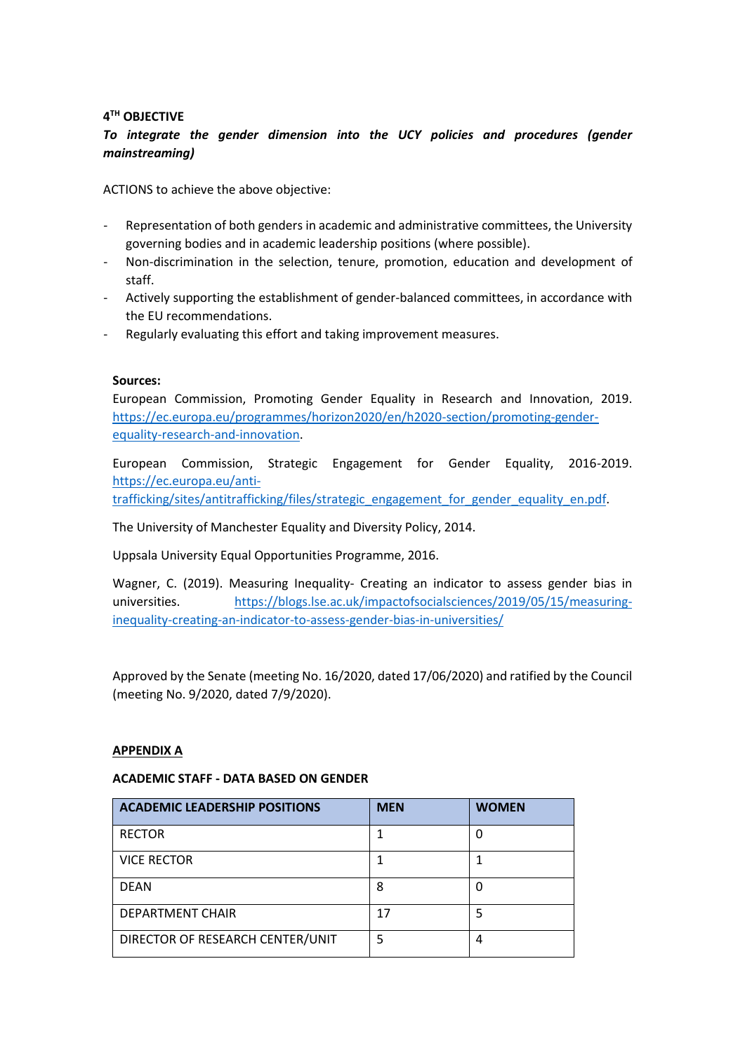### 4[TH] OBJECTIVE

***To integrate the gender dimension into the UCY policies and procedures (gender mainstreaming)***

ACTIONS to achieve the above objective:

- Representation of both genders in academic and administrative committees, the University governing bodies and in academic leadership positions (where possible).
- Non-discrimination in the selection, tenure, promotion, education and development of staff.
- Actively supporting the establishment of gender-balanced committees, in accordance with the EU recommendations.
- Regularly evaluating this effort and taking improvement measures.

**Sources:**

European Commission, Promoting Gender Equality in Research and Innovation, 2019. https://ec.europa.eu/programmes/horizon2020/en/h2020-section/promoting-gender-equality-research-and-innovation.

European Commission, Strategic Engagement for Gender Equality, 2016-2019. https://ec.europa.eu/anti-trafficking/sites/antitrafficking/files/strategic_engagement_for_gender_equality_en.pdf.

The University of Manchester Equality and Diversity Policy, 2014.

Uppsala University Equal Opportunities Programme, 2016.

Wagner, C. (2019). Measuring Inequality- Creating an indicator to assess gender bias in universities. https://blogs.lse.ac.uk/impactofsocialsciences/2019/05/15/measuring-inequality-creating-an-indicator-to-assess-gender-bias-in-universities/

Approved by the Senate (meeting No. 16/2020, dated 17/06/2020) and ratified by the Council (meeting No. 9/2020, dated 7/9/2020).

## APPENDIX A

**ACADEMIC STAFF - DATA BASED ON GENDER**

| ACADEMIC LEADERSHIP POSITIONS | MEN | WOMEN |
|---|---|---|
| RECTOR | 1 | 0 |
| VICE RECTOR | 1 | 1 |
| DEAN | 8 | 0 |
| DEPARTMENT CHAIR | 17 | 5 |
| DIRECTOR OF RESEARCH CENTER/UNIT | 5 | 4 |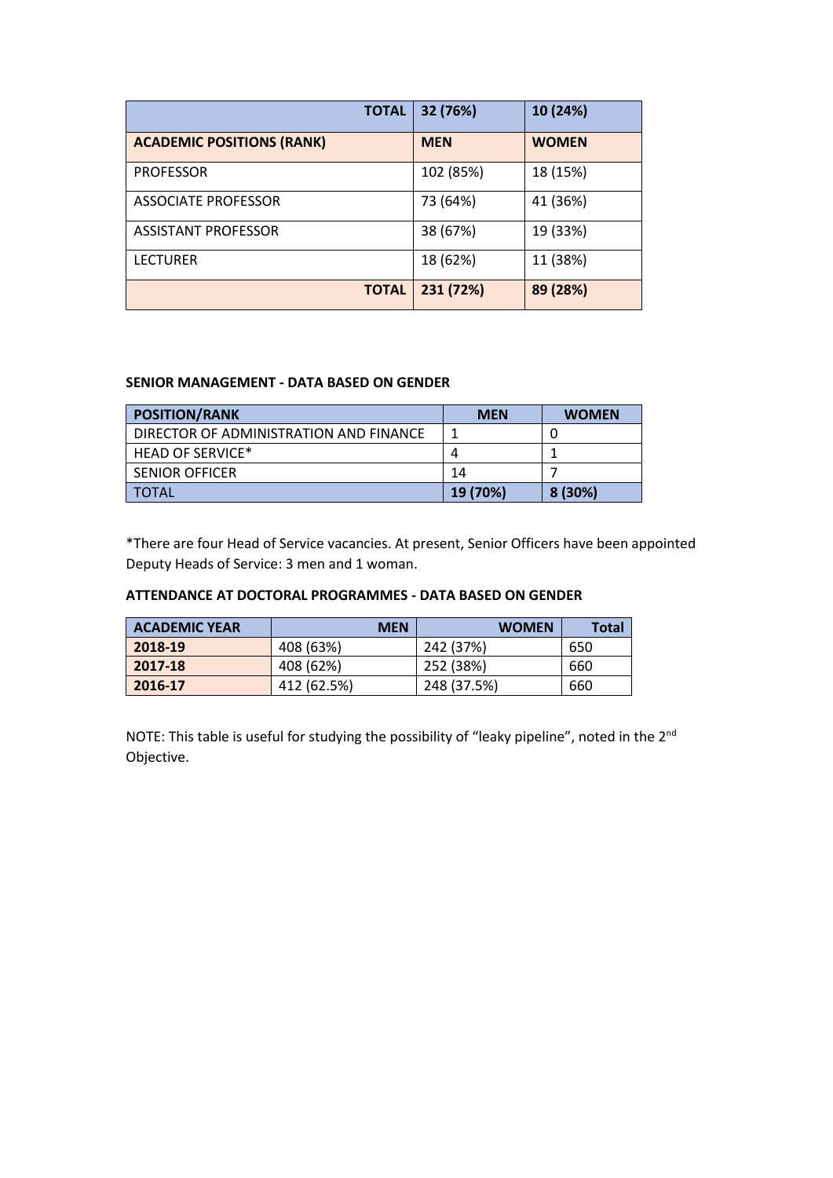| | MEN | WOMEN |
|---|---|---|
| **TOTAL** | **32 (76%)** | **10 (24%)** |
| **ACADEMIC POSITIONS (RANK)** | **MEN** | **WOMEN** |
| PROFESSOR | 102 (85%) | 18 (15%) |
| ASSOCIATE PROFESSOR | 73 (64%) | 41 (36%) |
| ASSISTANT PROFESSOR | 38 (67%) | 19 (33%) |
| LECTURER | 18 (62%) | 11 (38%) |
| **TOTAL** | **231 (72%)** | **89 (28%)** |

**SENIOR MANAGEMENT - DATA BASED ON GENDER**

| POSITION/RANK | MEN | WOMEN |
|---|---|---|
| DIRECTOR OF ADMINISTRATION AND FINANCE | 1 | 0 |
| HEAD OF SERVICE* | 4 | 1 |
| SENIOR OFFICER | 14 | 7 |
| TOTAL | **19 (70%)** | **8 (30%)** |

*There are four Head of Service vacancies. At present, Senior Officers have been appointed Deputy Heads of Service: 3 men and 1 woman.

**ATTENDANCE AT DOCTORAL PROGRAMMES - DATA BASED ON GENDER**

| ACADEMIC YEAR | MEN | WOMEN | Total |
|---|---|---|---|
| **2018-19** | 408 (63%) | 242 (37%) | 650 |
| **2017-18** | 408 (62%) | 252 (38%) | 660 |
| **2016-17** | 412 (62.5%) | 248 (37.5%) | 660 |

NOTE: This table is useful for studying the possibility of "leaky pipeline", noted in the 2nd Objective.